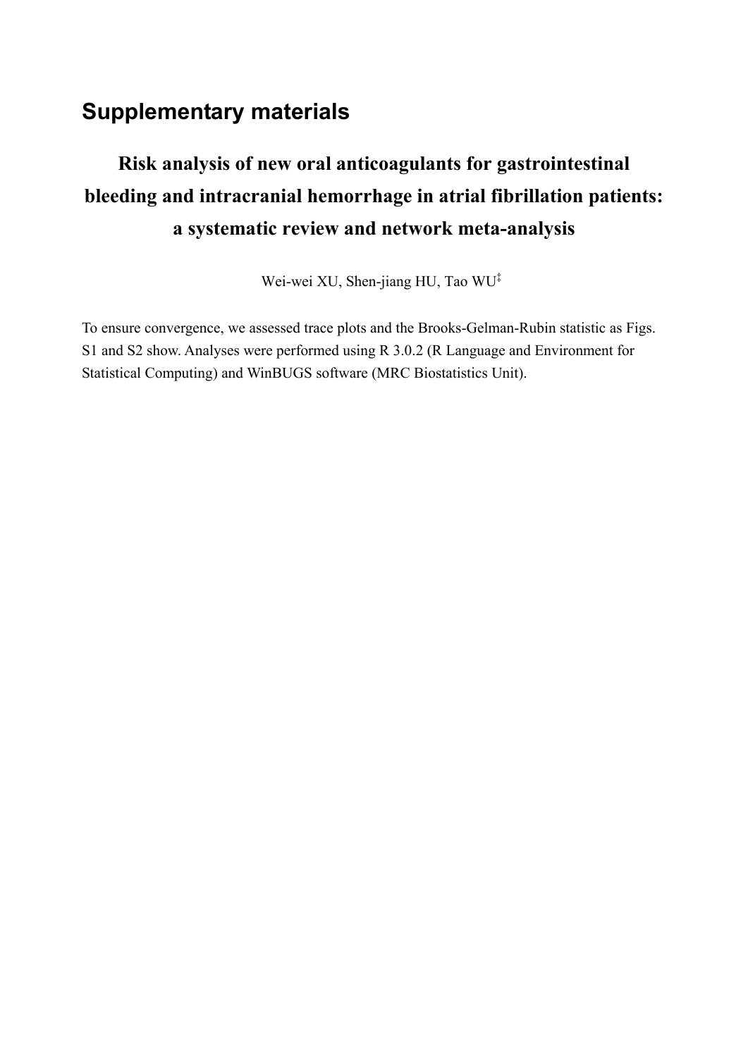# Supplementary materials

## Risk analysis of new oral anticoagulants for gastrointestinal bleeding and intracranial hemorrhage in atrial fibrillation patients: a systematic review and network meta-analysis

Wei-wei XU, Shen-jiang HU, Tao WU[‡]

To ensure convergence, we assessed trace plots and the Brooks-Gelman-Rubin statistic as Figs. S1 and S2 show. Analyses were performed using R 3.0.2 (R Language and Environment for Statistical Computing) and WinBUGS software (MRC Biostatistics Unit).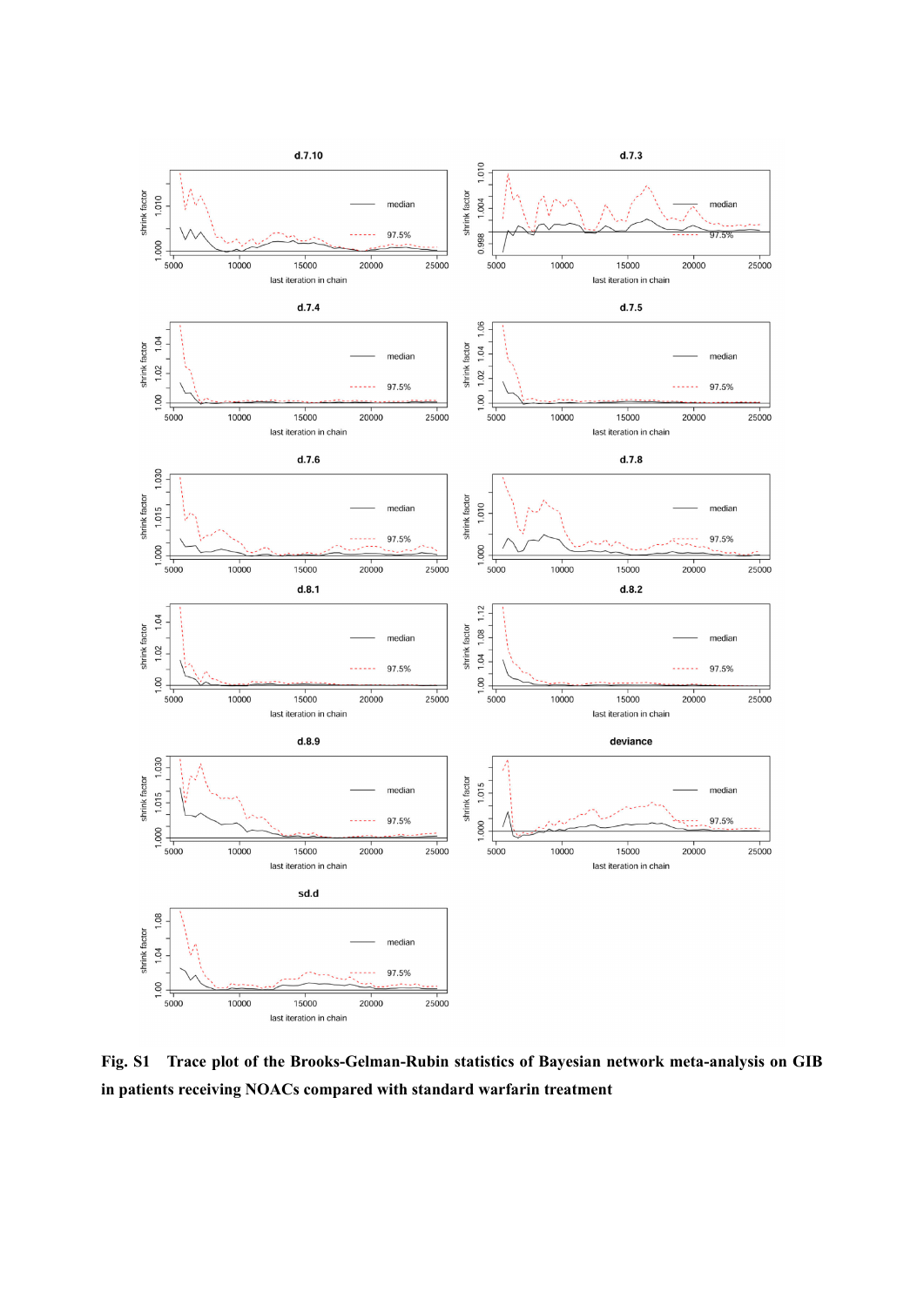**Fig. S1 Trace plot of the Brooks-Gelman-Rubin statistics of Bayesian network meta-analysis on GIB in patients receiving NOACs compared with standard warfarin treatment**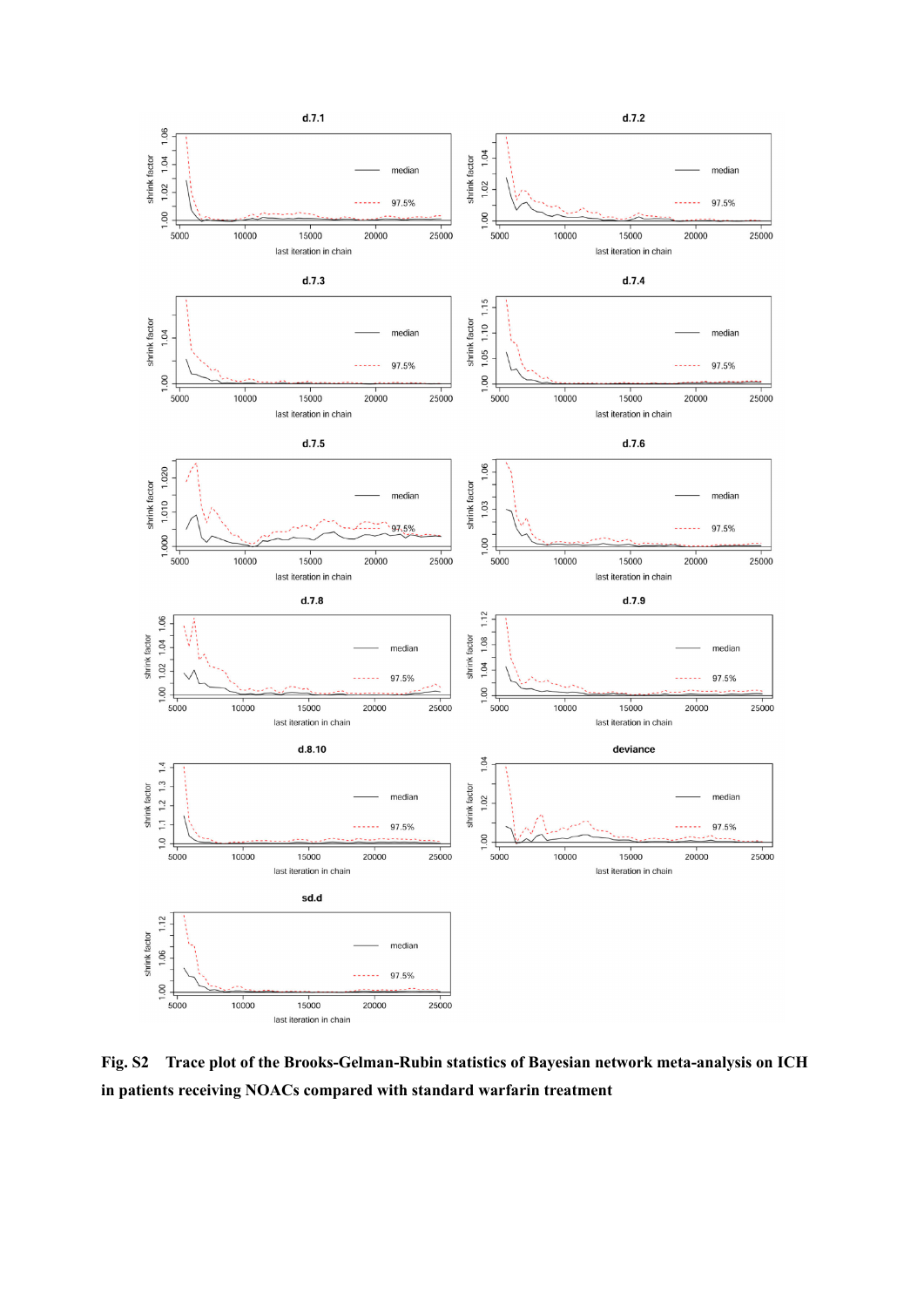**Fig. S2 Trace plot of the Brooks-Gelman-Rubin statistics of Bayesian network meta-analysis on ICH in patients receiving NOACs compared with standard warfarin treatment**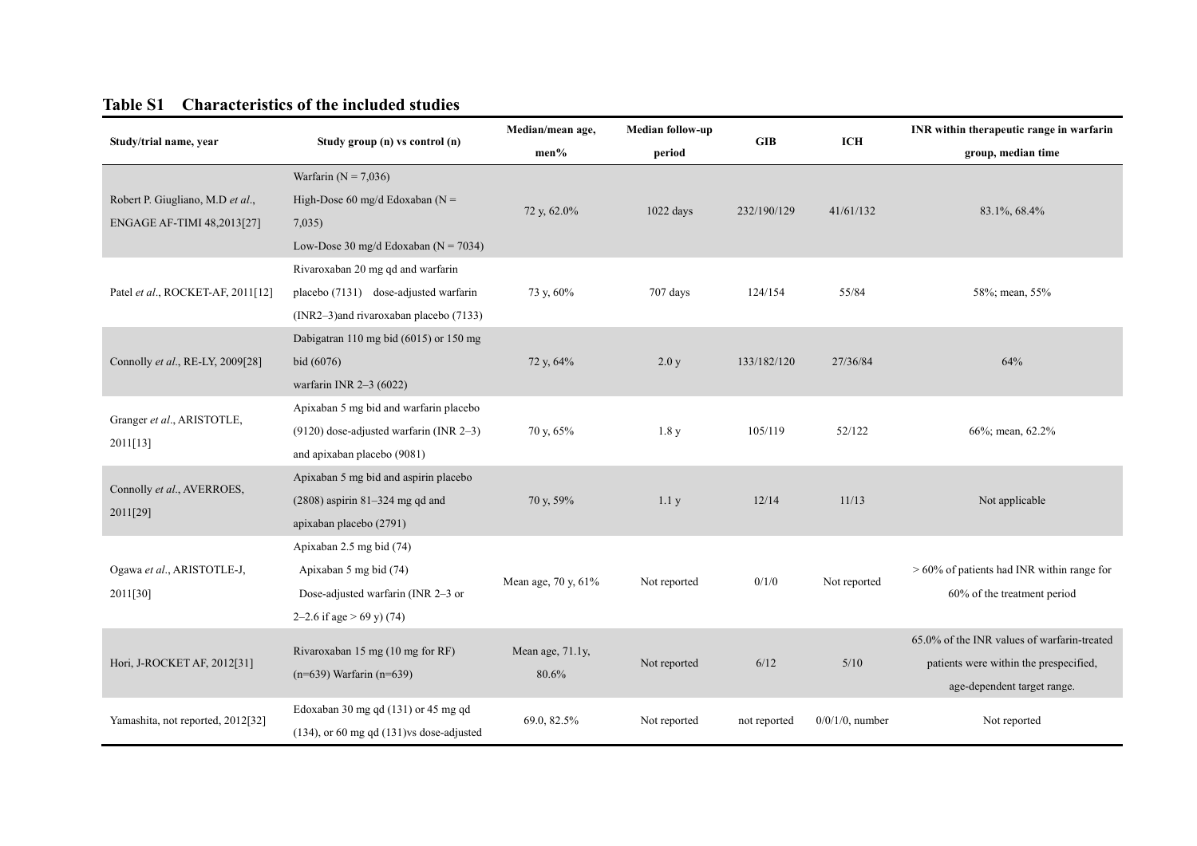**Table S1 Characteristics of the included studies**

| Study/trial name, year | Study group (n) vs control (n) | Median/mean age, men% | Median follow-up period | GIB | ICH | INR within therapeutic range in warfarin group, median time |
|---|---|---|---|---|---|---|
| Robert P. Giugliano, M.D *et al*., ENGAGE AF-TIMI 48,2013[27] | Warfarin (N = 7,036) High-Dose 60 mg/d Edoxaban (N = 7,035) Low-Dose 30 mg/d Edoxaban (N = 7034) | 72 y, 62.0% | 1022 days | 232/190/129 | 41/61/132 | 83.1%, 68.4% |
| Patel *et al*., ROCKET-AF, 2011[12] | Rivaroxaban 20 mg qd and warfarin placebo (7131) dose-adjusted warfarin (INR2–3)and rivaroxaban placebo (7133) | 73 y, 60% | 707 days | 124/154 | 55/84 | 58%; mean, 55% |
| Connolly *et al*., RE-LY, 2009[28] | Dabigatran 110 mg bid (6015) or 150 mg bid (6076) warfarin INR 2–3 (6022) | 72 y, 64% | 2.0 y | 133/182/120 | 27/36/84 | 64% |
| Granger *et al*., ARISTOTLE, 2011[13] | Apixaban 5 mg bid and warfarin placebo (9120) dose-adjusted warfarin (INR 2–3) and apixaban placebo (9081) | 70 y, 65% | 1.8 y | 105/119 | 52/122 | 66%; mean, 62.2% |
| Connolly *et al*., AVERROES, 2011[29] | Apixaban 5 mg bid and aspirin placebo (2808) aspirin 81–324 mg qd and apixaban placebo (2791) | 70 y, 59% | 1.1 y | 12/14 | 11/13 | Not applicable |
| Ogawa *et al*., ARISTOTLE-J, 2011[30] | Apixaban 2.5 mg bid (74) Apixaban 5 mg bid (74) Dose-adjusted warfarin (INR 2–3 or 2–2.6 if age > 69 y) (74) | Mean age, 70 y, 61% | Not reported | 0/1/0 | Not reported | > 60% of patients had INR within range for 60% of the treatment period |
| Hori, J-ROCKET AF, 2012[31] | Rivaroxaban 15 mg (10 mg for RF) (n=639) Warfarin (n=639) | Mean age, 71.1y, 80.6% | Not reported | 6/12 | 5/10 | 65.0% of the INR values of warfarin-treated patients were within the prespecified, age-dependent target range. |
| Yamashita, not reported, 2012[32] | Edoxaban 30 mg qd (131) or 45 mg qd (134), or 60 mg qd (131)vs dose-adjusted | 69.0, 82.5% | Not reported | not reported | 0/0/1/0, number | Not reported |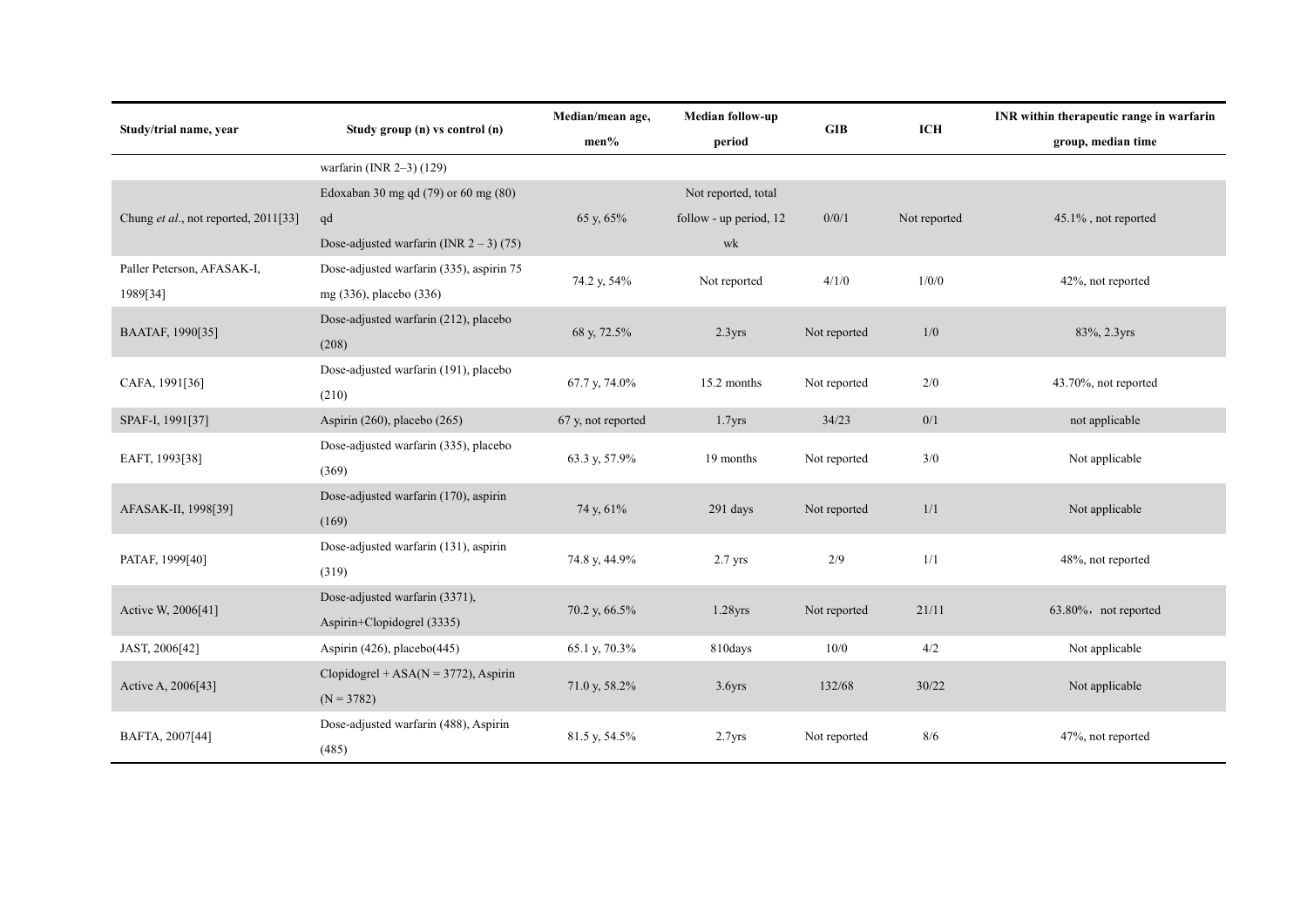| Study/trial name, year | Study group (n) vs control (n) | Median/mean age, men% | Median follow-up period | GIB | ICH | INR within therapeutic range in warfarin group, median time |
|---|---|---|---|---|---|---|
| | warfarin (INR 2–3) (129) | | | | | |
| Chung *et al*., not reported, 2011[33] | Edoxaban 30 mg qd (79) or 60 mg (80) qd<br>Dose-adjusted warfarin (INR 2 – 3) (75) | 65 y, 65% | Not reported, total follow - up period, 12 wk | 0/0/1 | Not reported | 45.1% , not reported |
| Paller Peterson, AFASAK-I, 1989[34] | Dose-adjusted warfarin (335), aspirin 75 mg (336), placebo (336) | 74.2 y, 54% | Not reported | 4/1/0 | 1/0/0 | 42%, not reported |
| BAATAF, 1990[35] | Dose-adjusted warfarin (212), placebo (208) | 68 y, 72.5% | 2.3yrs | Not reported | 1/0 | 83%, 2.3yrs |
| CAFA, 1991[36] | Dose-adjusted warfarin (191), placebo (210) | 67.7 y, 74.0% | 15.2 months | Not reported | 2/0 | 43.70%, not reported |
| SPAF-I, 1991[37] | Aspirin (260), placebo (265) | 67 y, not reported | 1.7yrs | 34/23 | 0/1 | not applicable |
| EAFT, 1993[38] | Dose-adjusted warfarin (335), placebo (369) | 63.3 y, 57.9% | 19 months | Not reported | 3/0 | Not applicable |
| AFASAK-II, 1998[39] | Dose-adjusted warfarin (170), aspirin (169) | 74 y, 61% | 291 days | Not reported | 1/1 | Not applicable |
| PATAF, 1999[40] | Dose-adjusted warfarin (131), aspirin (319) | 74.8 y, 44.9% | 2.7 yrs | 2/9 | 1/1 | 48%, not reported |
| Active W, 2006[41] | Dose-adjusted warfarin (3371), Aspirin+Clopidogrel (3335) | 70.2 y, 66.5% | 1.28yrs | Not reported | 21/11 | 63.80%，not reported |
| JAST, 2006[42] | Aspirin (426), placebo(445) | 65.1 y, 70.3% | 810days | 10/0 | 4/2 | Not applicable |
| Active A, 2006[43] | Clopidogrel + ASA(N = 3772), Aspirin (N = 3782) | 71.0 y, 58.2% | 3.6yrs | 132/68 | 30/22 | Not applicable |
| BAFTA, 2007[44] | Dose-adjusted warfarin (488), Aspirin (485) | 81.5 y, 54.5% | 2.7yrs | Not reported | 8/6 | 47%, not reported |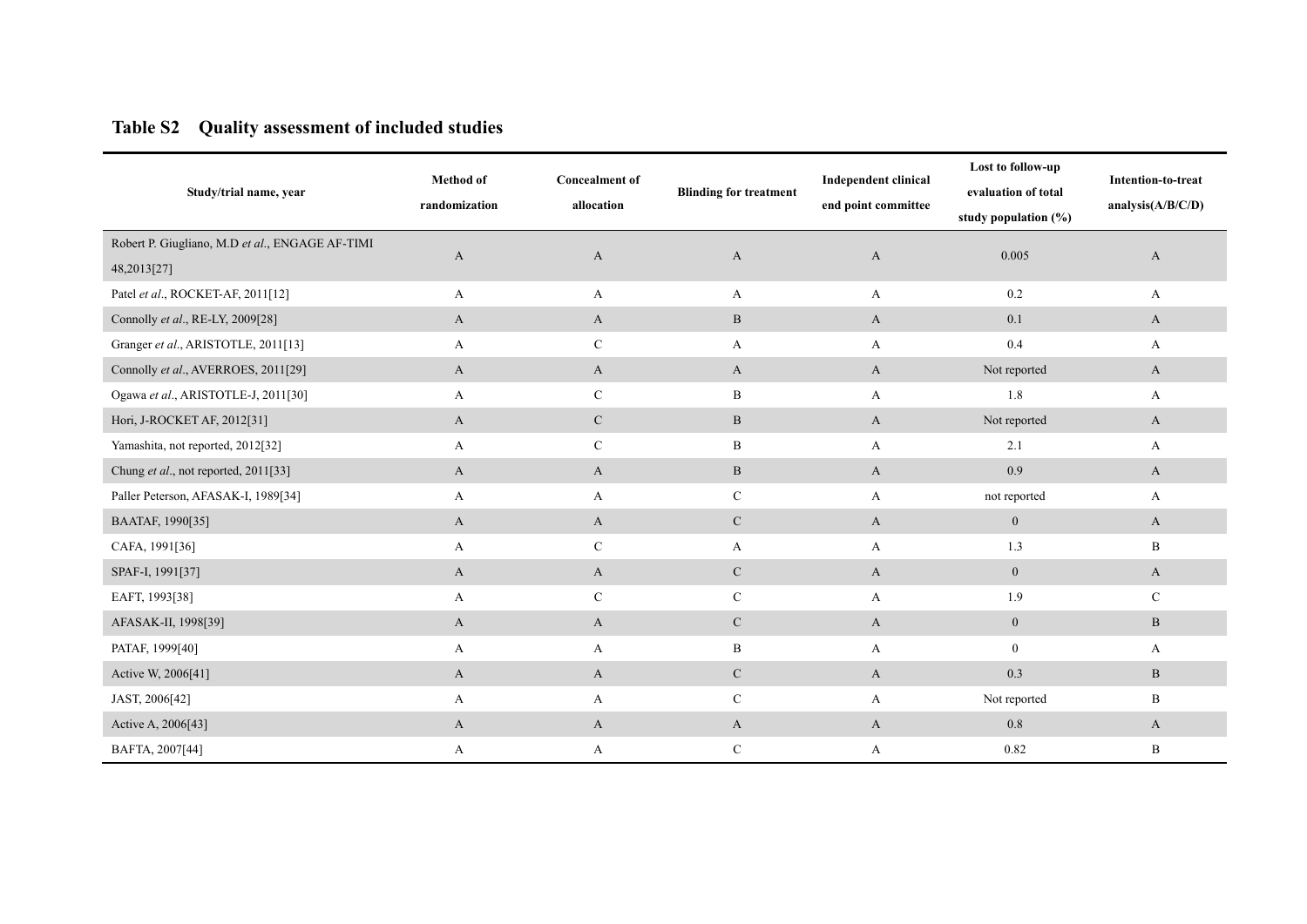## Table S2 Quality assessment of included studies

| Study/trial name, year | Method of randomization | Concealment of allocation | Blinding for treatment | Independent clinical end point committee | Lost to follow-up evaluation of total study population (%) | Intention-to-treat analysis(A/B/C/D) |
|---|---|---|---|---|---|---|
| Robert P. Giugliano, M.D *et al*., ENGAGE AF-TIMI 48,2013[27] | A | A | A | A | 0.005 | A |
| Patel *et al*., ROCKET-AF, 2011[12] | A | A | A | A | 0.2 | A |
| Connolly *et al*., RE-LY, 2009[28] | A | A | B | A | 0.1 | A |
| Granger *et al*., ARISTOTLE, 2011[13] | A | C | A | A | 0.4 | A |
| Connolly *et al*., AVERROES, 2011[29] | A | A | A | A | Not reported | A |
| Ogawa *et al*., ARISTOTLE-J, 2011[30] | A | C | B | A | 1.8 | A |
| Hori, J-ROCKET AF, 2012[31] | A | C | B | A | Not reported | A |
| Yamashita, not reported, 2012[32] | A | C | B | A | 2.1 | A |
| Chung *et al*., not reported, 2011[33] | A | A | B | A | 0.9 | A |
| Paller Peterson, AFASAK-I, 1989[34] | A | A | C | A | not reported | A |
| BAATAF, 1990[35] | A | A | C | A | 0 | A |
| CAFA, 1991[36] | A | C | A | A | 1.3 | B |
| SPAF-I, 1991[37] | A | A | C | A | 0 | A |
| EAFT, 1993[38] | A | C | C | A | 1.9 | C |
| AFASAK-II, 1998[39] | A | A | C | A | 0 | B |
| PATAF, 1999[40] | A | A | B | A | 0 | A |
| Active W, 2006[41] | A | A | C | A | 0.3 | B |
| JAST, 2006[42] | A | A | C | A | Not reported | B |
| Active A, 2006[43] | A | A | A | A | 0.8 | A |
| BAFTA, 2007[44] | A | A | C | A | 0.82 | B |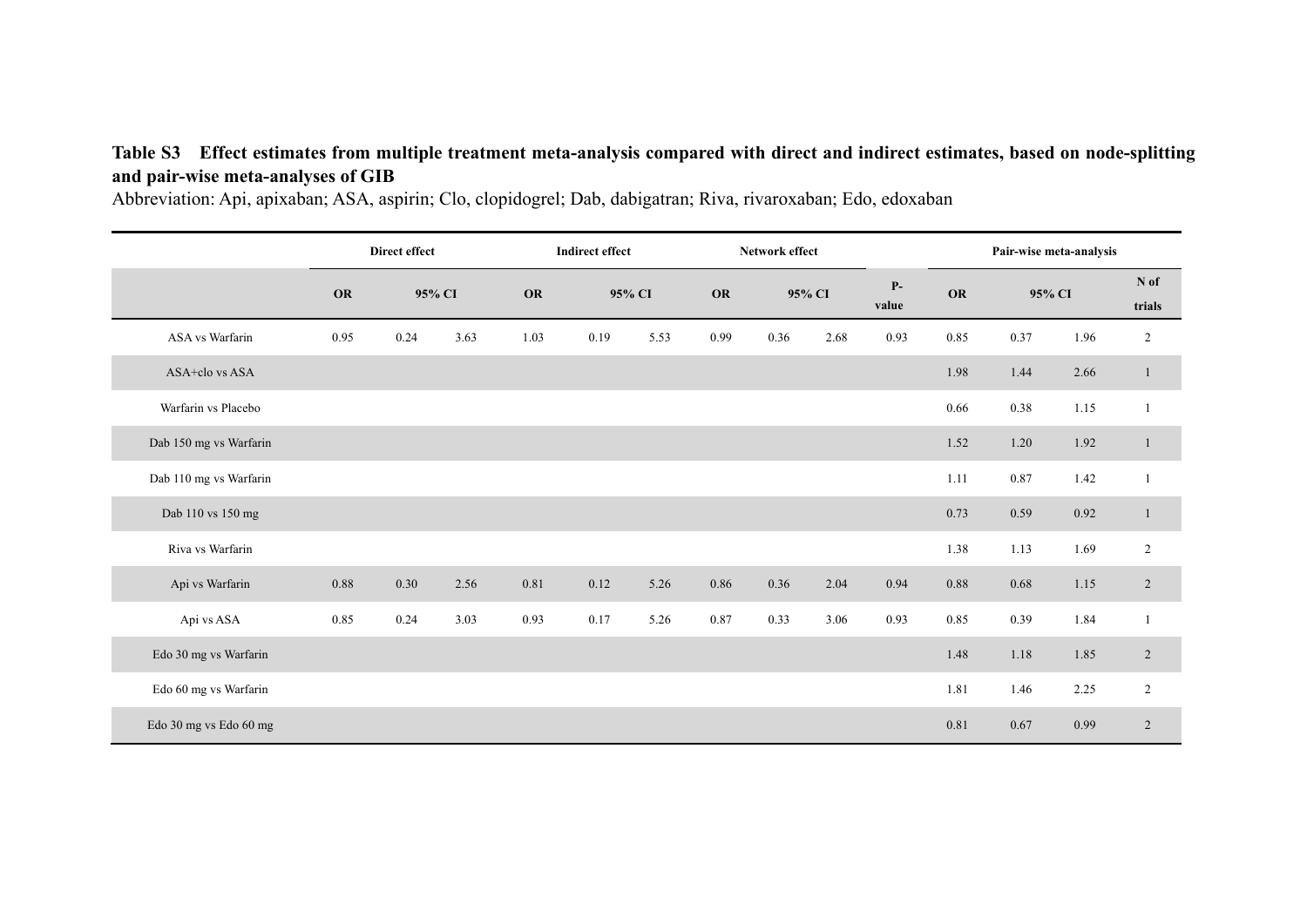**Table S3 Effect estimates from multiple treatment meta-analysis compared with direct and indirect estimates, based on node-splitting and pair-wise meta-analyses of GIB**

Abbreviation: Api, apixaban; ASA, aspirin; Clo, clopidogrel; Dab, dabigatran; Riva, rivaroxaban; Edo, edoxaban

| | Direct effect | | | Indirect effect | | | Network effect | | | | Pair-wise meta-analysis | | | |
|---|---|---|---|---|---|---|---|---|---|---|---|---|---|---|
| | OR | 95% CI | | OR | 95% CI | | OR | 95% CI | | P-value | OR | 95% CI | | N of trials |
| ASA vs Warfarin | 0.95 | 0.24 | 3.63 | 1.03 | 0.19 | 5.53 | 0.99 | 0.36 | 2.68 | 0.93 | 0.85 | 0.37 | 1.96 | 2 |
| ASA+clo vs ASA | | | | | | | | | | | 1.98 | 1.44 | 2.66 | 1 |
| Warfarin vs Placebo | | | | | | | | | | | 0.66 | 0.38 | 1.15 | 1 |
| Dab 150 mg vs Warfarin | | | | | | | | | | | 1.52 | 1.20 | 1.92 | 1 |
| Dab 110 mg vs Warfarin | | | | | | | | | | | 1.11 | 0.87 | 1.42 | 1 |
| Dab 110 vs 150 mg | | | | | | | | | | | 0.73 | 0.59 | 0.92 | 1 |
| Riva vs Warfarin | | | | | | | | | | | 1.38 | 1.13 | 1.69 | 2 |
| Api vs Warfarin | 0.88 | 0.30 | 2.56 | 0.81 | 0.12 | 5.26 | 0.86 | 0.36 | 2.04 | 0.94 | 0.88 | 0.68 | 1.15 | 2 |
| Api vs ASA | 0.85 | 0.24 | 3.03 | 0.93 | 0.17 | 5.26 | 0.87 | 0.33 | 3.06 | 0.93 | 0.85 | 0.39 | 1.84 | 1 |
| Edo 30 mg vs Warfarin | | | | | | | | | | | 1.48 | 1.18 | 1.85 | 2 |
| Edo 60 mg vs Warfarin | | | | | | | | | | | 1.81 | 1.46 | 2.25 | 2 |
| Edo 30 mg vs Edo 60 mg | | | | | | | | | | | 0.81 | 0.67 | 0.99 | 2 |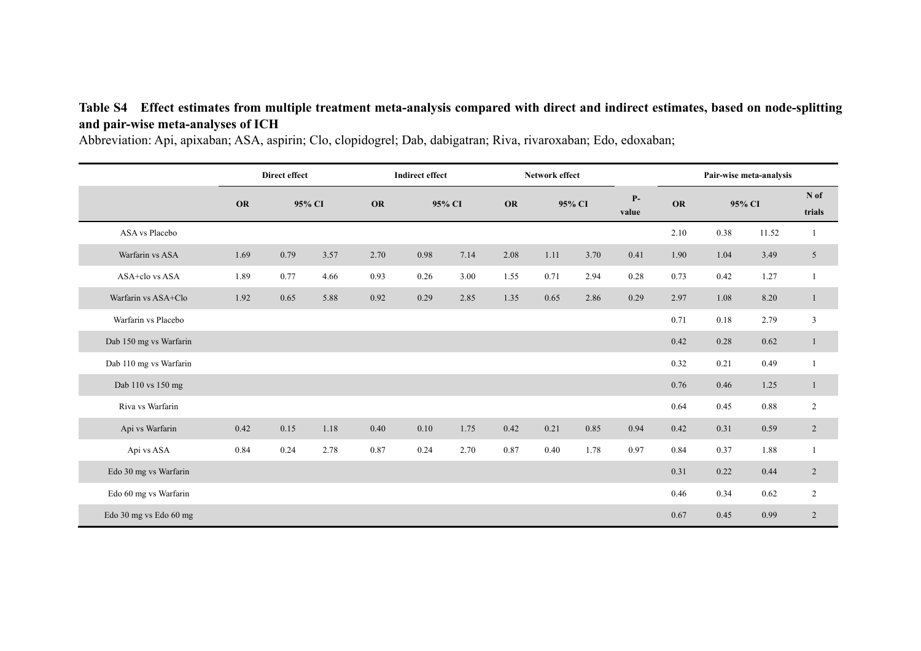**Table S4 Effect estimates from multiple treatment meta-analysis compared with direct and indirect estimates, based on node-splitting and pair-wise meta-analyses of ICH**

Abbreviation: Api, apixaban; ASA, aspirin; Clo, clopidogrel; Dab, dabigatran; Riva, rivaroxaban; Edo, edoxaban;

| | Direct effect | | | Indirect effect | | | Network effect | | | | Pair-wise meta-analysis | | | |
|---|---|---|---|---|---|---|---|---|---|---|---|---|---|---|
| | OR | 95% CI | | OR | 95% CI | | OR | 95% CI | | P-value | OR | 95% CI | | N of trials |
| ASA vs Placebo | | | | | | | | | | | 2.10 | 0.38 | 11.52 | 1 |
| Warfarin vs ASA | 1.69 | 0.79 | 3.57 | 2.70 | 0.98 | 7.14 | 2.08 | 1.11 | 3.70 | 0.41 | 1.90 | 1.04 | 3.49 | 5 |
| ASA+clo vs ASA | 1.89 | 0.77 | 4.66 | 0.93 | 0.26 | 3.00 | 1.55 | 0.71 | 2.94 | 0.28 | 0.73 | 0.42 | 1.27 | 1 |
| Warfarin vs ASA+Clo | 1.92 | 0.65 | 5.88 | 0.92 | 0.29 | 2.85 | 1.35 | 0.65 | 2.86 | 0.29 | 2.97 | 1.08 | 8.20 | 1 |
| Warfarin vs Placebo | | | | | | | | | | | 0.71 | 0.18 | 2.79 | 3 |
| Dab 150 mg vs Warfarin | | | | | | | | | | | 0.42 | 0.28 | 0.62 | 1 |
| Dab 110 mg vs Warfarin | | | | | | | | | | | 0.32 | 0.21 | 0.49 | 1 |
| Dab 110 vs 150 mg | | | | | | | | | | | 0.76 | 0.46 | 1.25 | 1 |
| Riva vs Warfarin | | | | | | | | | | | 0.64 | 0.45 | 0.88 | 2 |
| Api vs Warfarin | 0.42 | 0.15 | 1.18 | 0.40 | 0.10 | 1.75 | 0.42 | 0.21 | 0.85 | 0.94 | 0.42 | 0.31 | 0.59 | 2 |
| Api vs ASA | 0.84 | 0.24 | 2.78 | 0.87 | 0.24 | 2.70 | 0.87 | 0.40 | 1.78 | 0.97 | 0.84 | 0.37 | 1.88 | 1 |
| Edo 30 mg vs Warfarin | | | | | | | | | | | 0.31 | 0.22 | 0.44 | 2 |
| Edo 60 mg vs Warfarin | | | | | | | | | | | 0.46 | 0.34 | 0.62 | 2 |
| Edo 30 mg vs Edo 60 mg | | | | | | | | | | | 0.67 | 0.45 | 0.99 | 2 |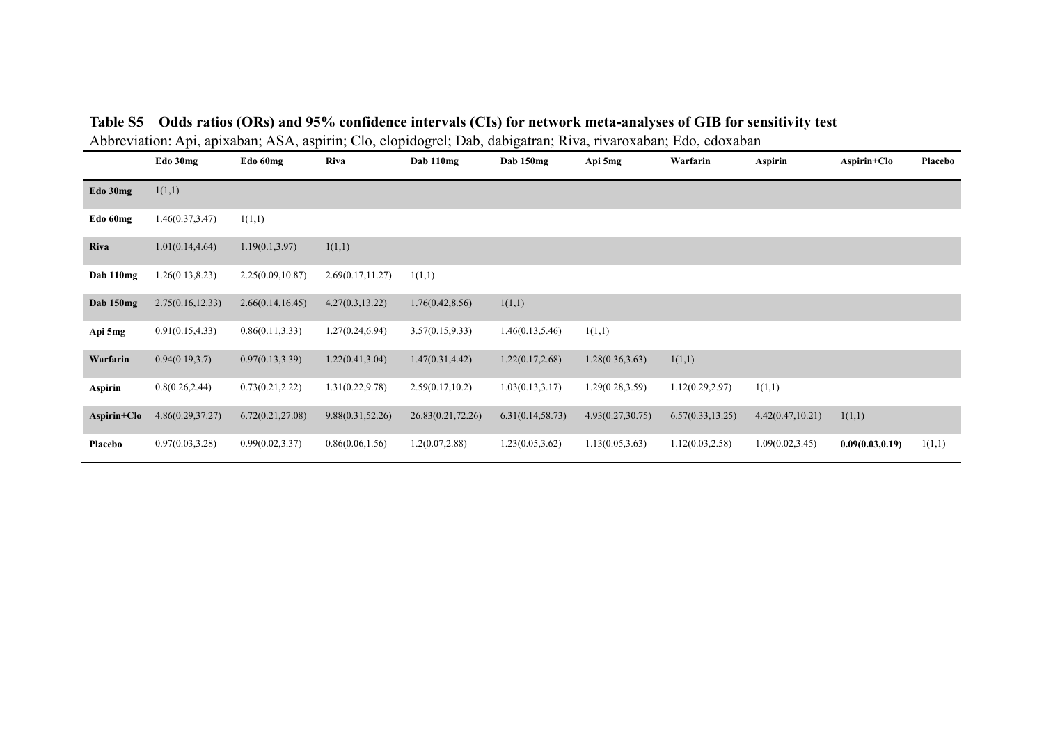**Table S5 Odds ratios (ORs) and 95% confidence intervals (CIs) for network meta-analyses of GIB for sensitivity test**

Abbreviation: Api, apixaban; ASA, aspirin; Clo, clopidogrel; Dab, dabigatran; Riva, rivaroxaban; Edo, edoxaban

| | Edo 30mg | Edo 60mg | Riva | Dab 110mg | Dab 150mg | Api 5mg | Warfarin | Aspirin | Aspirin+Clo | Placebo |
|---|---|---|---|---|---|---|---|---|---|---|
| **Edo 30mg** | 1(1,1) | | | | | | | | | |
| **Edo 60mg** | 1.46(0.37,3.47) | 1(1,1) | | | | | | | | |
| **Riva** | 1.01(0.14,4.64) | 1.19(0.1,3.97) | 1(1,1) | | | | | | | |
| **Dab 110mg** | 1.26(0.13,8.23) | 2.25(0.09,10.87) | 2.69(0.17,11.27) | 1(1,1) | | | | | | |
| **Dab 150mg** | 2.75(0.16,12.33) | 2.66(0.14,16.45) | 4.27(0.3,13.22) | 1.76(0.42,8.56) | 1(1,1) | | | | | |
| **Api 5mg** | 0.91(0.15,4.33) | 0.86(0.11,3.33) | 1.27(0.24,6.94) | 3.57(0.15,9.33) | 1.46(0.13,5.46) | 1(1,1) | | | | |
| **Warfarin** | 0.94(0.19,3.7) | 0.97(0.13,3.39) | 1.22(0.41,3.04) | 1.47(0.31,4.42) | 1.22(0.17,2.68) | 1.28(0.36,3.63) | 1(1,1) | | | |
| **Aspirin** | 0.8(0.26,2.44) | 0.73(0.21,2.22) | 1.31(0.22,9.78) | 2.59(0.17,10.2) | 1.03(0.13,3.17) | 1.29(0.28,3.59) | 1.12(0.29,2.97) | 1(1,1) | | |
| **Aspirin+Clo** | 4.86(0.29,37.27) | 6.72(0.21,27.08) | 9.88(0.31,52.26) | 26.83(0.21,72.26) | 6.31(0.14,58.73) | 4.93(0.27,30.75) | 6.57(0.33,13.25) | 4.42(0.47,10.21) | 1(1,1) | |
| **Placebo** | 0.97(0.03,3.28) | 0.99(0.02,3.37) | 0.86(0.06,1.56) | 1.2(0.07,2.88) | 1.23(0.05,3.62) | 1.13(0.05,3.63) | 1.12(0.03,2.58) | 1.09(0.02,3.45) | **0.09(0.03,0.19)** | 1(1,1) |